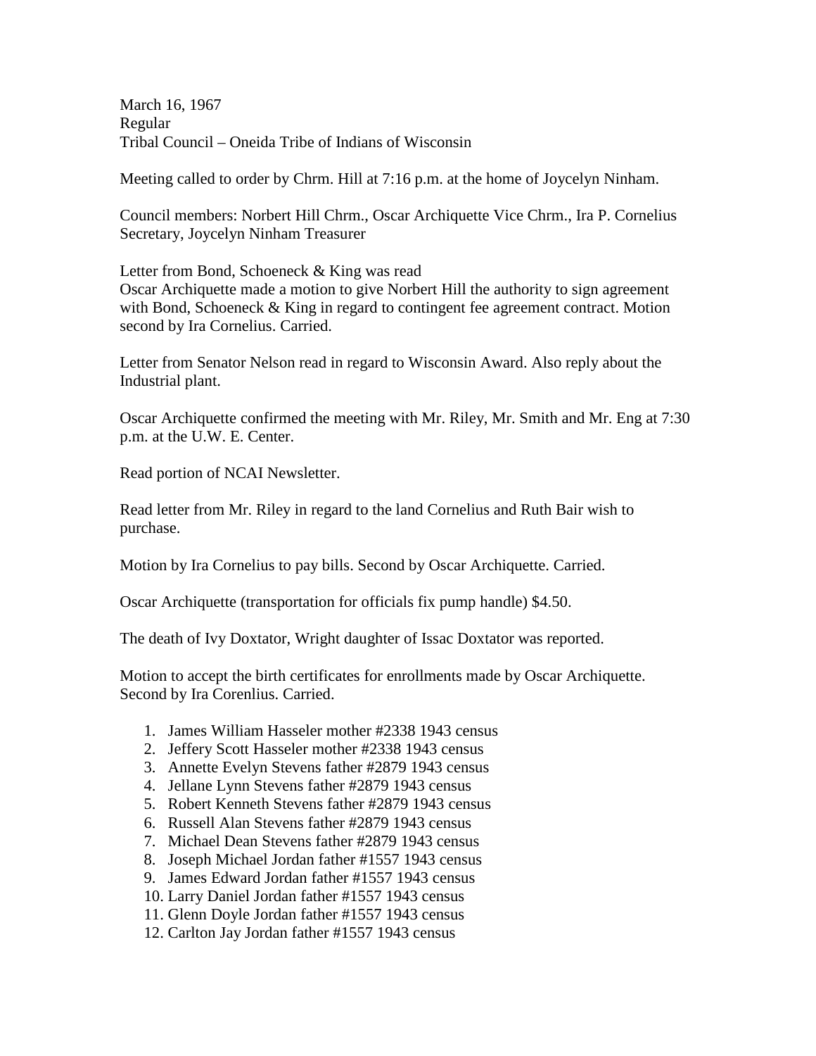March 16, 1967
Regular
Tribal Council – Oneida Tribe of Indians of Wisconsin

Meeting called to order by Chrm. Hill at 7:16 p.m. at the home of Joycelyn Ninham.

Council members: Norbert Hill Chrm., Oscar Archiquette Vice Chrm., Ira P. Cornelius Secretary, Joycelyn Ninham Treasurer

Letter from Bond, Schoeneck & King was read
Oscar Archiquette made a motion to give Norbert Hill the authority to sign agreement with Bond, Schoeneck & King in regard to contingent fee agreement contract. Motion second by Ira Cornelius. Carried.

Letter from Senator Nelson read in regard to Wisconsin Award. Also reply about the Industrial plant.

Oscar Archiquette confirmed the meeting with Mr. Riley, Mr. Smith and Mr. Eng at 7:30 p.m. at the U.W. E. Center.

Read portion of NCAI Newsletter.

Read letter from Mr. Riley in regard to the land Cornelius and Ruth Bair wish to purchase.

Motion by Ira Cornelius to pay bills. Second by Oscar Archiquette. Carried.

Oscar Archiquette (transportation for officials fix pump handle) $4.50.

The death of Ivy Doxtator, Wright daughter of Issac Doxtator was reported.

Motion to accept the birth certificates for enrollments made by Oscar Archiquette. Second by Ira Corenlius. Carried.

1. James William Hasseler mother #2338 1943 census
2. Jeffery Scott Hasseler mother #2338 1943 census
3. Annette Evelyn Stevens father #2879 1943 census
4. Jellane Lynn Stevens father #2879 1943 census
5. Robert Kenneth Stevens father #2879 1943 census
6. Russell Alan Stevens father #2879 1943 census
7. Michael Dean Stevens father #2879 1943 census
8. Joseph Michael Jordan father #1557 1943 census
9. James Edward Jordan father #1557 1943 census
10. Larry Daniel Jordan father #1557 1943 census
11. Glenn Doyle Jordan father #1557 1943 census
12. Carlton Jay Jordan father #1557 1943 census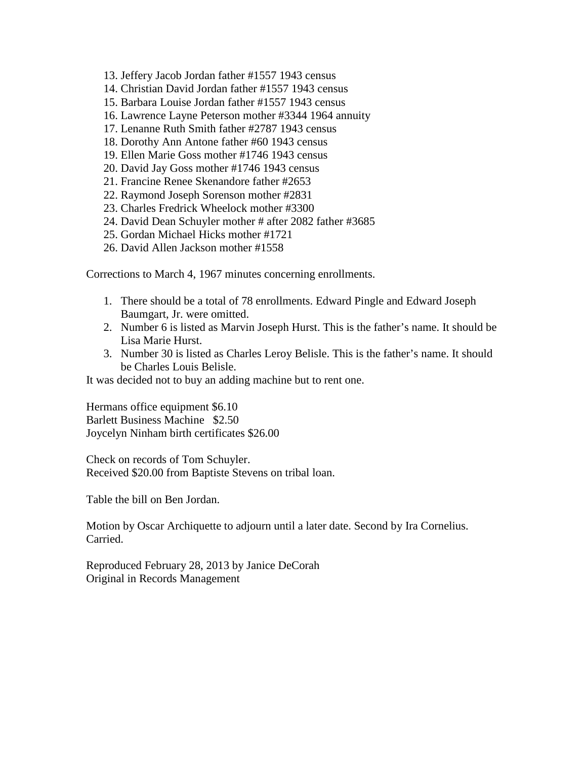13. Jeffery Jacob Jordan father #1557 1943 census
14. Christian David Jordan father #1557 1943 census
15. Barbara Louise Jordan father #1557 1943 census
16. Lawrence Layne Peterson mother #3344 1964 annuity
17. Lenanne Ruth Smith father #2787 1943 census
18. Dorothy Ann Antone father #60 1943 census
19. Ellen Marie Goss mother #1746 1943 census
20. David Jay Goss mother #1746 1943 census
21. Francine Renee Skenandore father #2653
22. Raymond Joseph Sorenson mother #2831
23. Charles Fredrick Wheelock mother #3300
24. David Dean Schuyler mother # after 2082 father #3685
25. Gordan Michael Hicks mother #1721
26. David Allen Jackson mother #1558

Corrections to March 4, 1967 minutes concerning enrollments.

1. There should be a total of 78 enrollments. Edward Pingle and Edward Joseph Baumgart, Jr. were omitted.
2. Number 6 is listed as Marvin Joseph Hurst. This is the father's name. It should be Lisa Marie Hurst.
3. Number 30 is listed as Charles Leroy Belisle. This is the father's name. It should be Charles Louis Belisle.

It was decided not to buy an adding machine but to rent one.

Hermans office equipment $6.10
Barlett Business Machine $2.50
Joycelyn Ninham birth certificates $26.00

Check on records of Tom Schuyler.
Received $20.00 from Baptiste Stevens on tribal loan.

Table the bill on Ben Jordan.

Motion by Oscar Archiquette to adjourn until a later date. Second by Ira Cornelius. Carried.

Reproduced February 28, 2013 by Janice DeCorah
Original in Records Management